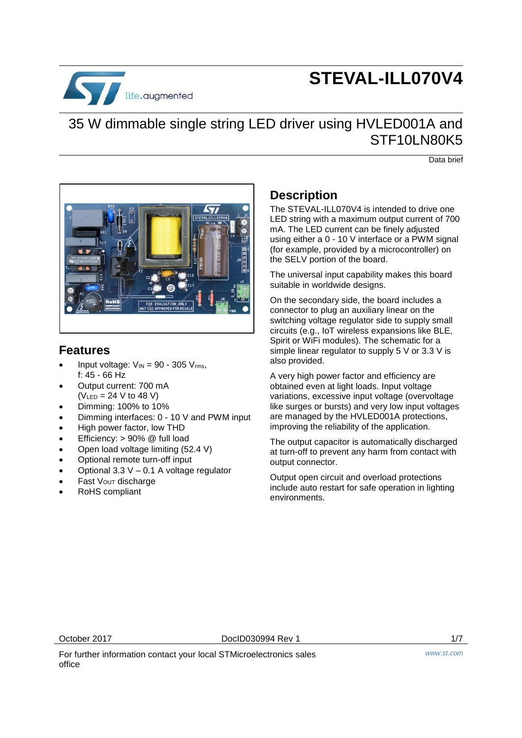# STEVAL-ILL070V4

## 35 W dimmable single string LED driver using HVLED001A and STF10LN80K5

Data brief

## Features

- Input voltage: $V_{IN}$ = 90 - 305 $V_{rms}$, f: 45 - 66 Hz
- Output current: 700 mA ($V_{LED}$ = 24 V to 48 V)
- Dimming: 100% to 10%
- Dimming interfaces: 0 - 10 V and PWM input
- High power factor, low THD
- Efficiency: > 90% @ full load
- Open load voltage limiting (52.4 V)
- Optional remote turn-off input
- Optional 3.3 V – 0.1 A voltage regulator
- Fast $V_{OUT}$ discharge
- RoHS compliant

## Description

The STEVAL-ILL070V4 is intended to drive one LED string with a maximum output current of 700 mA. The LED current can be finely adjusted using either a 0 - 10 V interface or a PWM signal (for example, provided by a microcontroller) on the SELV portion of the board.

The universal input capability makes this board suitable in worldwide designs.

On the secondary side, the board includes a connector to plug an auxiliary linear on the switching voltage regulator side to supply small circuits (e.g., IoT wireless expansions like BLE, Spirit or WiFi modules). The schematic for a simple linear regulator to supply 5 V or 3.3 V is also provided.

A very high power factor and efficiency are obtained even at light loads. Input voltage variations, excessive input voltage (overvoltage like surges or bursts) and very low input voltages are managed by the HVLED001A protections, improving the reliability of the application.

The output capacitor is automatically discharged at turn-off to prevent any harm from contact with output connector.

Output open circuit and overload protections include auto restart for safe operation in lighting environments.

October 2017 DocID030994 Rev 1

For further information contact your local STMicroelectronics sales office

www.st.com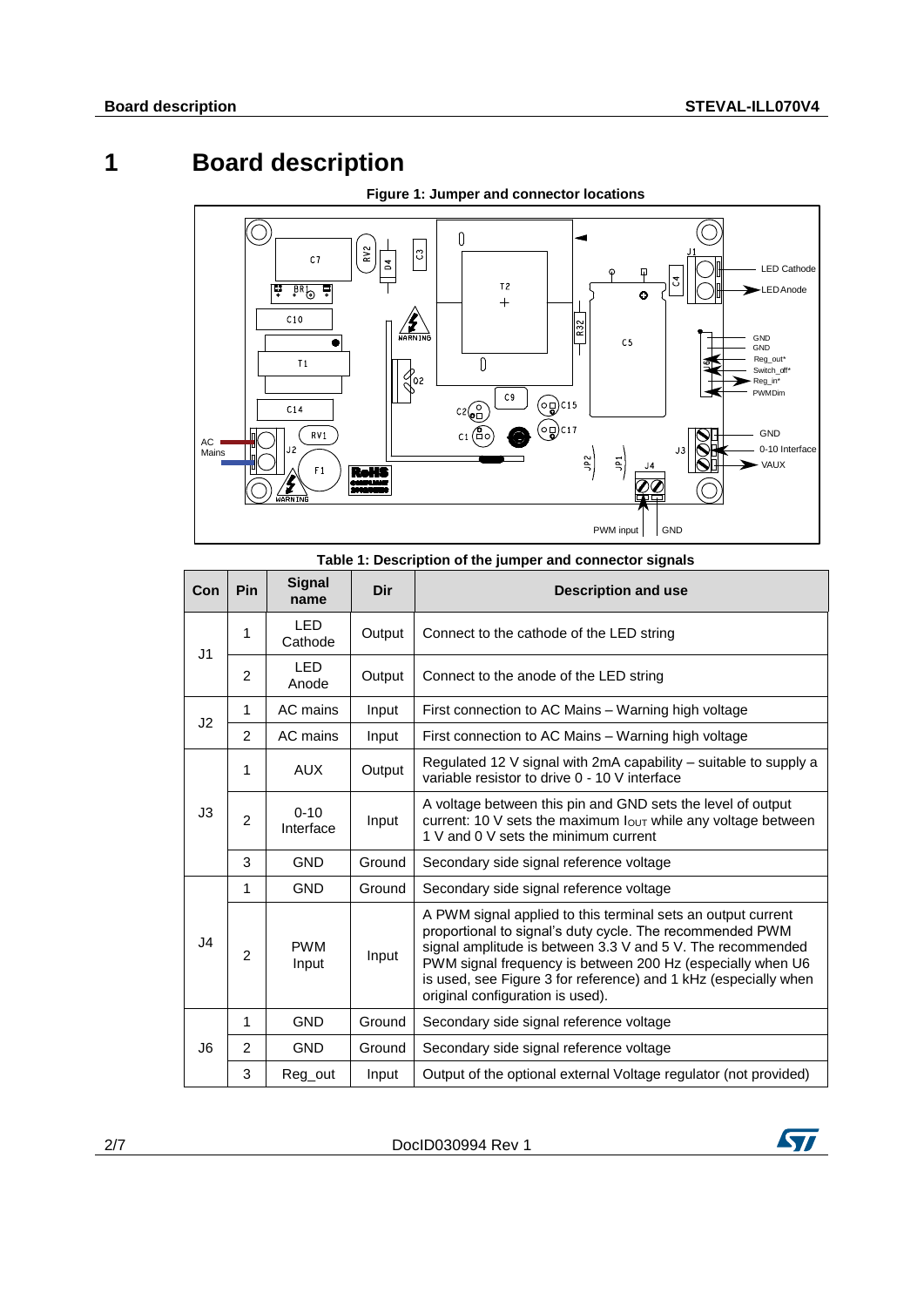# 1 Board description

**Figure 1: Jumper and connector locations**

**Table 1: Description of the jumper and connector signals**

| Con | Pin | Signal name | Dir | Description and use |
|---|---|---|---|---|
| J1 | 1 | LED Cathode | Output | Connect to the cathode of the LED string |
| | 2 | LED Anode | Output | Connect to the anode of the LED string |
| J2 | 1 | AC mains | Input | First connection to AC Mains – Warning high voltage |
| | 2 | AC mains | Input | First connection to AC Mains – Warning high voltage |
| J3 | 1 | AUX | Output | Regulated 12 V signal with 2mA capability – suitable to supply a variable resistor to drive 0 - 10 V interface |
| | 2 | 0-10 Interface | Input | A voltage between this pin and GND sets the level of output current: 10 V sets the maximum $I_{OUT}$ while any voltage between 1 V and 0 V sets the minimum current |
| | 3 | GND | Ground | Secondary side signal reference voltage |
| J4 | 1 | GND | Ground | Secondary side signal reference voltage |
| | 2 | PWM Input | Input | A PWM signal applied to this terminal sets an output current proportional to signal's duty cycle. The recommended PWM signal amplitude is between 3.3 V and 5 V. The recommended PWM signal frequency is between 200 Hz (especially when U6 is used, see Figure 3 for reference) and 1 kHz (especially when original configuration is used). |
| J6 | 1 | GND | Ground | Secondary side signal reference voltage |
| | 2 | GND | Ground | Secondary side signal reference voltage |
| | 3 | Reg_out | Input | Output of the optional external Voltage regulator (not provided) |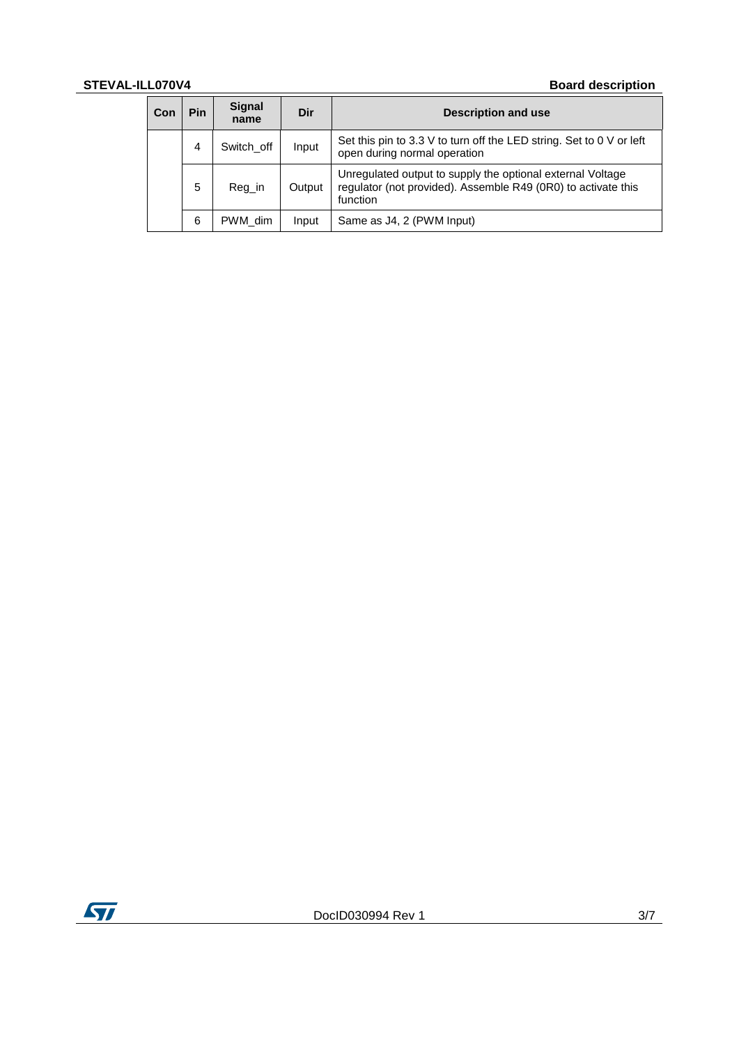| Con | Pin | Signal name | Dir | Description and use |
|---|---|---|---|---|
| | 4 | Switch_off | Input | Set this pin to 3.3 V to turn off the LED string. Set to 0 V or left open during normal operation |
| | 5 | Reg_in | Output | Unregulated output to supply the optional external Voltage regulator (not provided). Assemble R49 (0R0) to activate this function |
| | 6 | PWM_dim | Input | Same as J4, 2 (PWM Input) |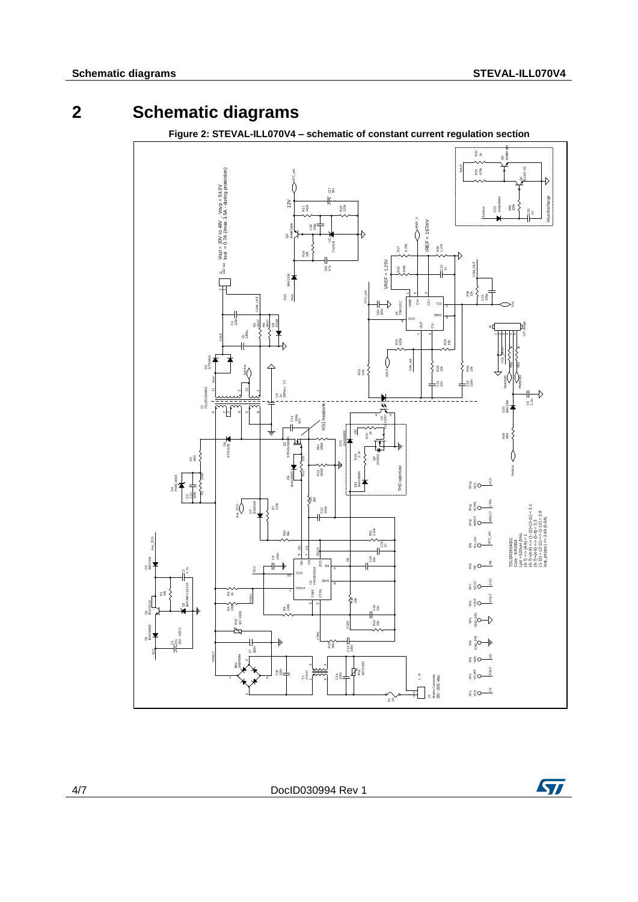# 2 Schematic diagrams

**Figure 2: STEVAL-ILL070V4 – schematic of constant current regulation section**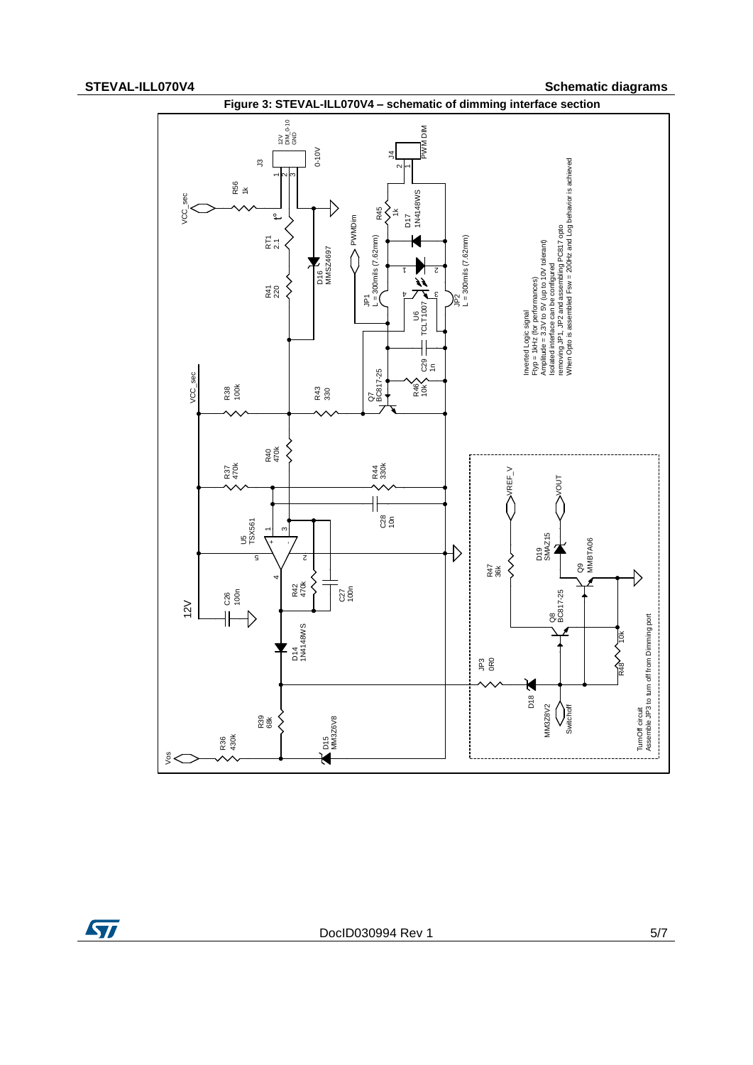**Figure 3: STEVAL-ILL070V4 – schematic of dimming interface section**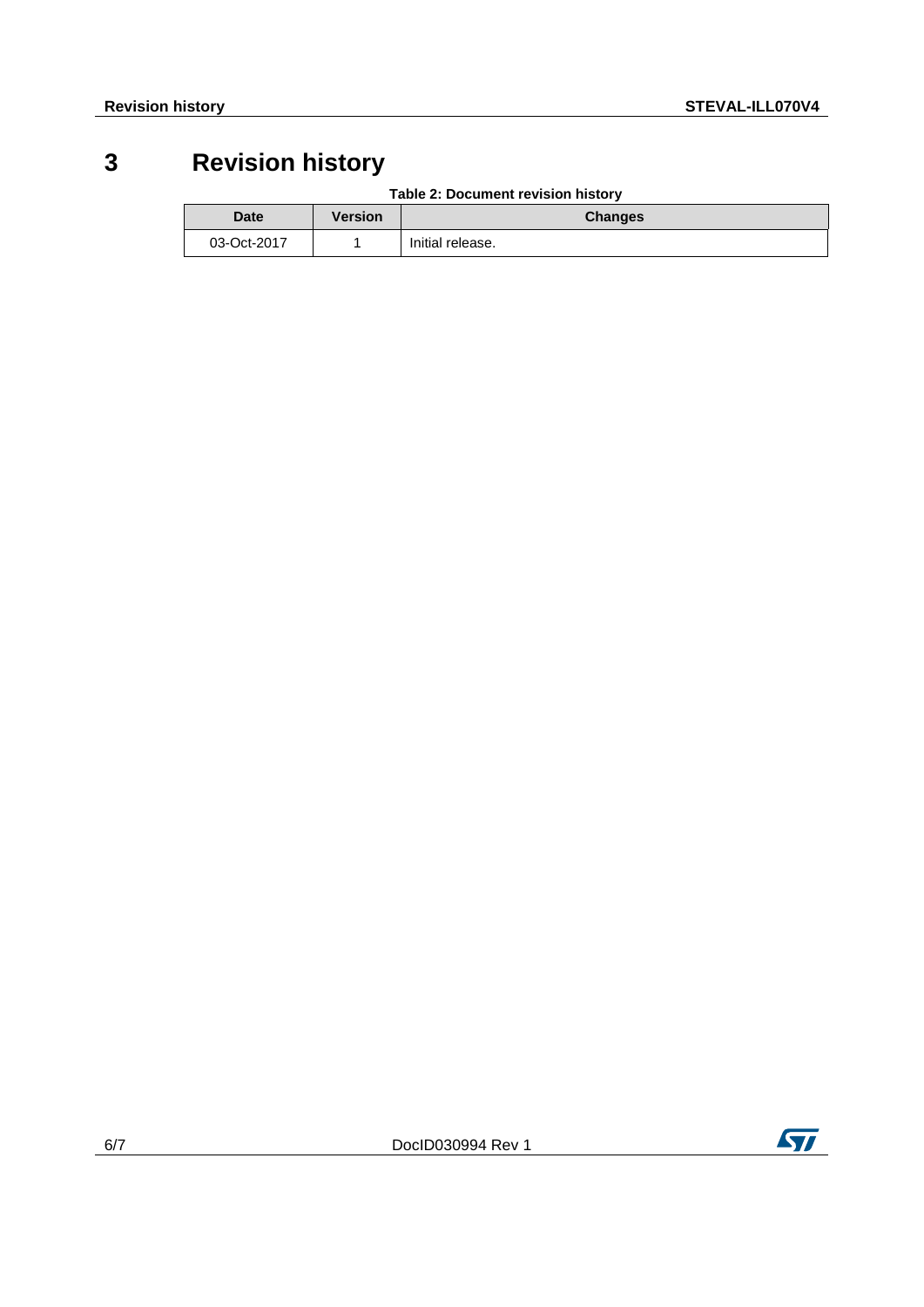# 3 Revision history

Table 2: Document revision history

| Date | Version | Changes |
|---|---|---|
| 03-Oct-2017 | 1 | Initial release. |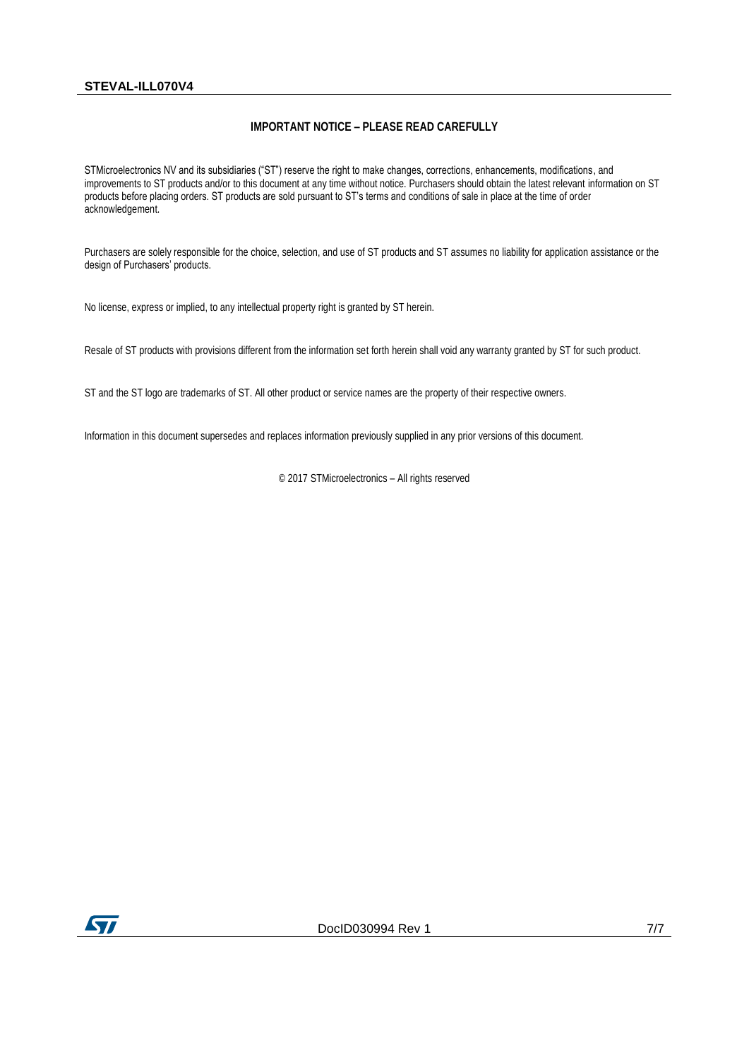## IMPORTANT NOTICE – PLEASE READ CAREFULLY

STMicroelectronics NV and its subsidiaries ("ST") reserve the right to make changes, corrections, enhancements, modifications, and improvements to ST products and/or to this document at any time without notice. Purchasers should obtain the latest relevant information on ST products before placing orders. ST products are sold pursuant to ST's terms and conditions of sale in place at the time of order acknowledgement.

Purchasers are solely responsible for the choice, selection, and use of ST products and ST assumes no liability for application assistance or the design of Purchasers' products.

No license, express or implied, to any intellectual property right is granted by ST herein.

Resale of ST products with provisions different from the information set forth herein shall void any warranty granted by ST for such product.

ST and the ST logo are trademarks of ST. All other product or service names are the property of their respective owners.

Information in this document supersedes and replaces information previously supplied in any prior versions of this document.

© 2017 STMicroelectronics – All rights reserved